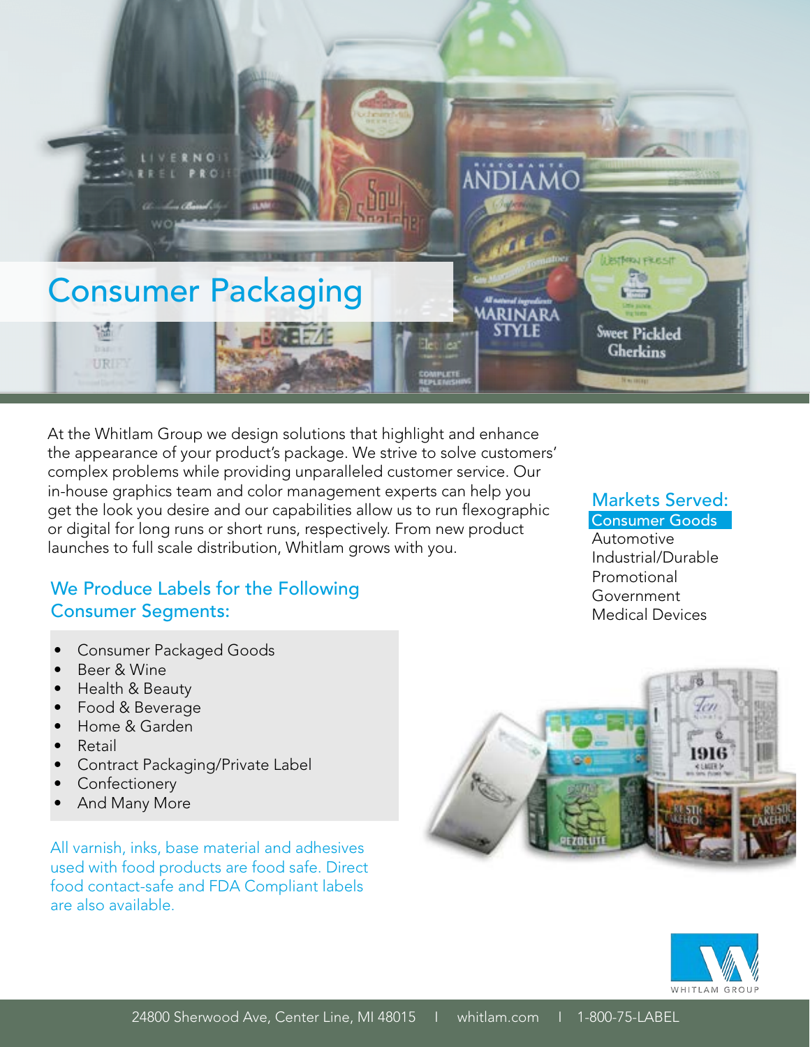# Consumer Packaging

At the Whitlam Group we design solutions that highlight and enhance the appearance of your product's package. We strive to solve customers' complex problems while providing unparalleled customer service. Our in-house graphics team and color management experts can help you get the look you desire and our capabilities allow us to run flexographic or digital for long runs or short runs, respectively. From new product launches to full scale distribution, Whitlam grows with you.

## Markets Served:

- **Consumer Goods**
- Automotive
- Industrial/Durable
- Promotional
- Government
- Medical Devices

## We Produce Labels for the Following Consumer Segments:

- Consumer Packaged Goods
- Beer & Wine
- Health & Beauty
- Food & Beverage
- Home & Garden
- Retail
- Contract Packaging/Private Label
- Confectionery
- And Many More

All varnish, inks, base material and adhesives used with food products are food safe. Direct food contact-safe and FDA Compliant labels are also available.

WHITLAM GROUP

24800 Sherwood Ave, Center Line, MI 48015 | whitlam.com | 1-800-75-LABEL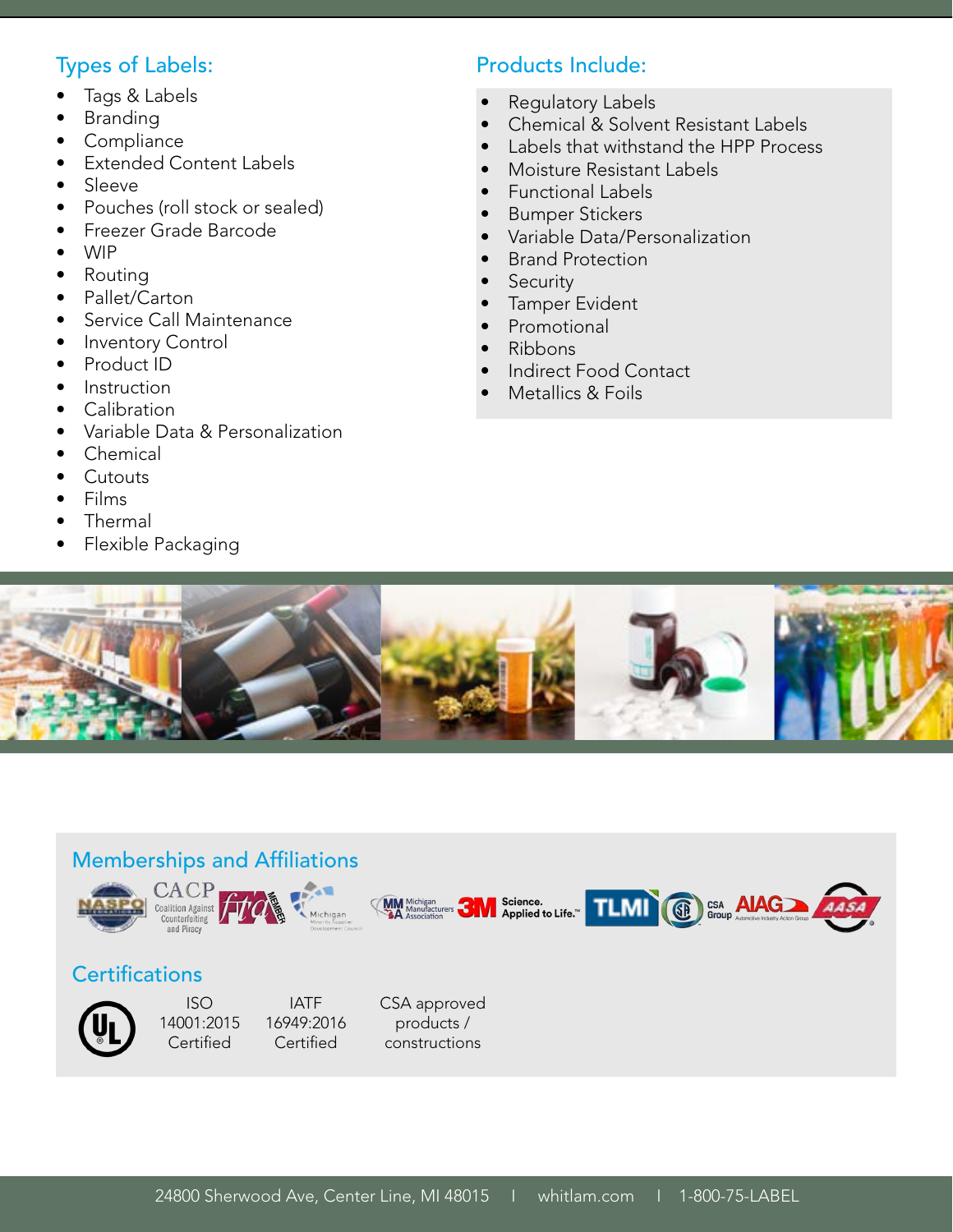## Types of Labels:

- Tags & Labels
- Branding
- Compliance
- Extended Content Labels
- Sleeve
- Pouches (roll stock or sealed)
- Freezer Grade Barcode
- WIP
- Routing
- Pallet/Carton
- Service Call Maintenance
- Inventory Control
- Product ID
- Instruction
- Calibration
- Variable Data & Personalization
- Chemical
- Cutouts
- Films
- Thermal
- Flexible Packaging

## Products Include:

- Regulatory Labels
- Chemical & Solvent Resistant Labels
- Labels that withstand the HPP Process
- Moisture Resistant Labels
- Functional Labels
- Bumper Stickers
- Variable Data/Personalization
- Brand Protection
- Security
- Tamper Evident
- Promotional
- Ribbons
- Indirect Food Contact
- Metallics & Foils

## Memberships and Affiliations

NASPO International · CACP Coalition Against Counterfeiting and Piracy · FTA Member · Michigan Minority Supplier Development Council · MMA Michigan Manufacturers Association · 3M Science. Applied to Life.™ · TLMI · CSA Group · AIAG Automotive Industry Action Group · AASA

## Certifications

UL

ISO 14001:2015 Certified

IATF 16949:2016 Certified

CSA approved products / constructions

24800 Sherwood Ave, Center Line, MI 48015 | whitlam.com | 1-800-75-LABEL